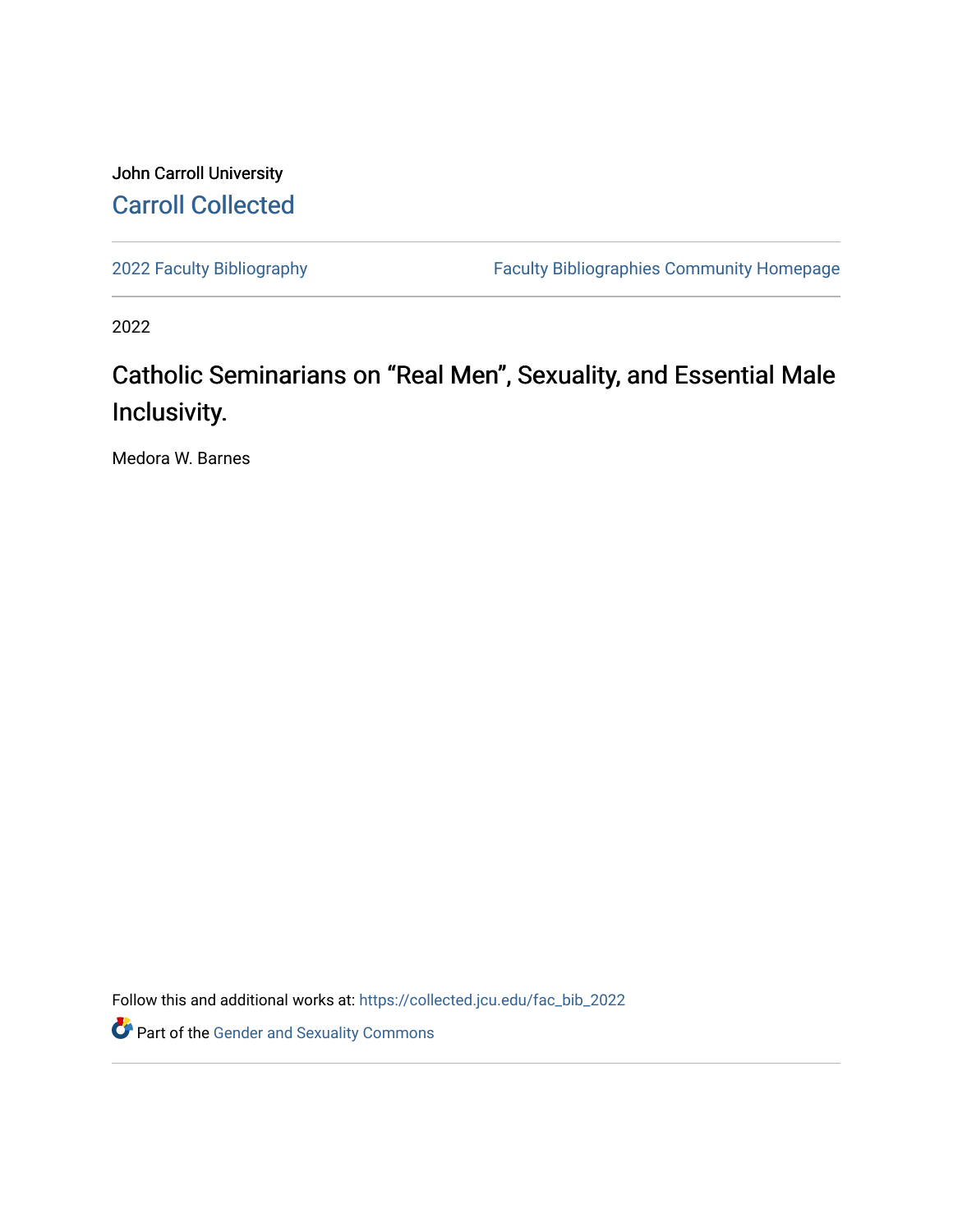John Carroll University

Carroll Collected

2022 Faculty Bibliography

Faculty Bibliographies Community Homepage

2022

# Catholic Seminarians on “Real Men”, Sexuality, and Essential Male Inclusivity.

Medora W. Barnes

Follow this and additional works at: https://collected.jcu.edu/fac_bib_2022

Part of the Gender and Sexuality Commons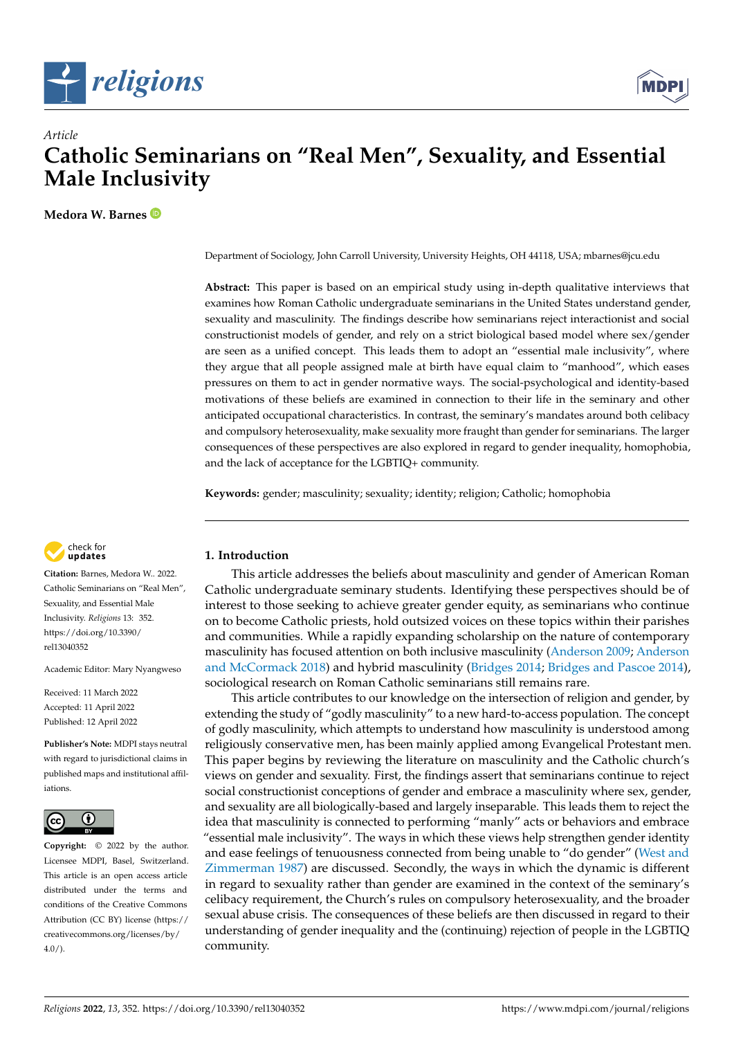Article

# Catholic Seminarians on "Real Men", Sexuality, and Essential Male Inclusivity

**Medora W. Barnes**

Department of Sociology, John Carroll University, University Heights, OH 44118, USA; mbarnes@jcu.edu

**Abstract:** This paper is based on an empirical study using in-depth qualitative interviews that examines how Roman Catholic undergraduate seminarians in the United States understand gender, sexuality and masculinity. The findings describe how seminarians reject interactionist and social constructionist models of gender, and rely on a strict biological based model where sex/gender are seen as a unified concept. This leads them to adopt an "essential male inclusivity", where they argue that all people assigned male at birth have equal claim to "manhood", which eases pressures on them to act in gender normative ways. The social-psychological and identity-based motivations of these beliefs are examined in connection to their life in the seminary and other anticipated occupational characteristics. In contrast, the seminary's mandates around both celibacy and compulsory heterosexuality, make sexuality more fraught than gender for seminarians. The larger consequences of these perspectives are also explored in regard to gender inequality, homophobia, and the lack of acceptance for the LGBTIQ+ community.

**Keywords:** gender; masculinity; sexuality; identity; religion; Catholic; homophobia

**Citation:** Barnes, Medora W.. 2022. Catholic Seminarians on "Real Men", Sexuality, and Essential Male Inclusivity. *Religions* 13: 352. https://doi.org/10.3390/rel13040352

Academic Editor: Mary Nyangweso

Received: 11 March 2022
Accepted: 11 April 2022
Published: 12 April 2022

**Publisher's Note:** MDPI stays neutral with regard to jurisdictional claims in published maps and institutional affiliations.

**Copyright:** © 2022 by the author. Licensee MDPI, Basel, Switzerland. This article is an open access article distributed under the terms and conditions of the Creative Commons Attribution (CC BY) license (https://creativecommons.org/licenses/by/4.0/).

## 1. Introduction

This article addresses the beliefs about masculinity and gender of American Roman Catholic undergraduate seminary students. Identifying these perspectives should be of interest to those seeking to achieve greater gender equity, as seminarians who continue on to become Catholic priests, hold outsized voices on these topics within their parishes and communities. While a rapidly expanding scholarship on the nature of contemporary masculinity has focused attention on both inclusive masculinity (Anderson 2009; Anderson and McCormack 2018) and hybrid masculinity (Bridges 2014; Bridges and Pascoe 2014), sociological research on Roman Catholic seminarians still remains rare.

This article contributes to our knowledge on the intersection of religion and gender, by extending the study of "godly masculinity" to a new hard-to-access population. The concept of godly masculinity, which attempts to understand how masculinity is understood among religiously conservative men, has been mainly applied among Evangelical Protestant men. This paper begins by reviewing the literature on masculinity and the Catholic church's views on gender and sexuality. First, the findings assert that seminarians continue to reject social constructionist conceptions of gender and embrace a masculinity where sex, gender, and sexuality are all biologically-based and largely inseparable. This leads them to reject the idea that masculinity is connected to performing "manly" acts or behaviors and embrace "essential male inclusivity". The ways in which these views help strengthen gender identity and ease feelings of tenuousness connected from being unable to "do gender" (West and Zimmerman 1987) are discussed. Secondly, the ways in which the dynamic is different in regard to sexuality rather than gender are examined in the context of the seminary's celibacy requirement, the Church's rules on compulsory heterosexuality, and the broader sexual abuse crisis. The consequences of these beliefs are then discussed in regard to their understanding of gender inequality and the (continuing) rejection of people in the LGBTIQ community.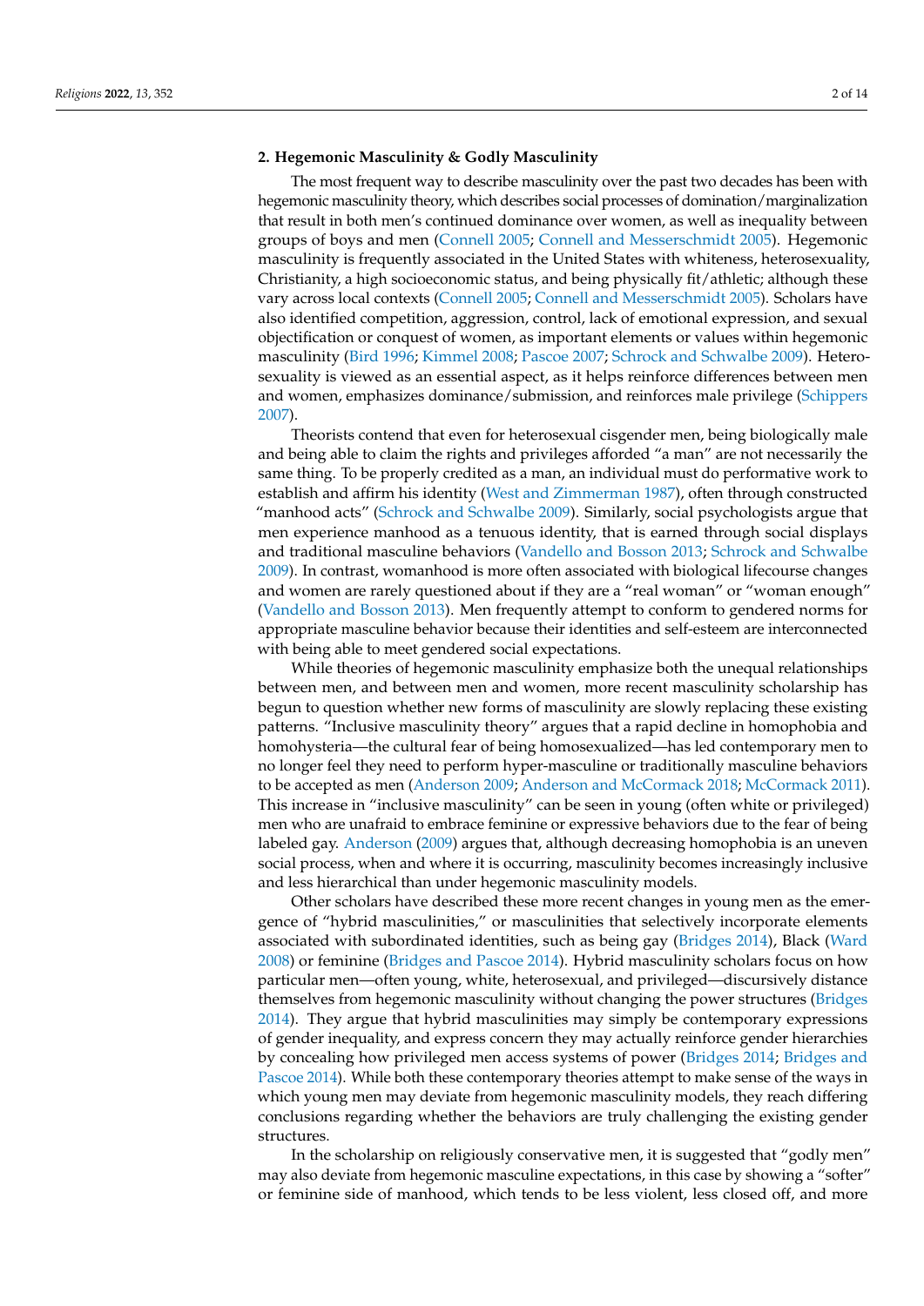## 2. Hegemonic Masculinity & Godly Masculinity

The most frequent way to describe masculinity over the past two decades has been with hegemonic masculinity theory, which describes social processes of domination/marginalization that result in both men's continued dominance over women, as well as inequality between groups of boys and men (Connell 2005; Connell and Messerschmidt 2005). Hegemonic masculinity is frequently associated in the United States with whiteness, heterosexuality, Christianity, a high socioeconomic status, and being physically fit/athletic; although these vary across local contexts (Connell 2005; Connell and Messerschmidt 2005). Scholars have also identified competition, aggression, control, lack of emotional expression, and sexual objectification or conquest of women, as important elements or values within hegemonic masculinity (Bird 1996; Kimmel 2008; Pascoe 2007; Schrock and Schwalbe 2009). Heterosexuality is viewed as an essential aspect, as it helps reinforce differences between men and women, emphasizes dominance/submission, and reinforces male privilege (Schippers 2007).

Theorists contend that even for heterosexual cisgender men, being biologically male and being able to claim the rights and privileges afforded "a man" are not necessarily the same thing. To be properly credited as a man, an individual must do performative work to establish and affirm his identity (West and Zimmerman 1987), often through constructed "manhood acts" (Schrock and Schwalbe 2009). Similarly, social psychologists argue that men experience manhood as a tenuous identity, that is earned through social displays and traditional masculine behaviors (Vandello and Bosson 2013; Schrock and Schwalbe 2009). In contrast, womanhood is more often associated with biological lifecourse changes and women are rarely questioned about if they are a "real woman" or "woman enough" (Vandello and Bosson 2013). Men frequently attempt to conform to gendered norms for appropriate masculine behavior because their identities and self-esteem are interconnected with being able to meet gendered social expectations.

While theories of hegemonic masculinity emphasize both the unequal relationships between men, and between men and women, more recent masculinity scholarship has begun to question whether new forms of masculinity are slowly replacing these existing patterns. "Inclusive masculinity theory" argues that a rapid decline in homophobia and homohysteria—the cultural fear of being homosexualized—has led contemporary men to no longer feel they need to perform hyper-masculine or traditionally masculine behaviors to be accepted as men (Anderson 2009; Anderson and McCormack 2018; McCormack 2011). This increase in "inclusive masculinity" can be seen in young (often white or privileged) men who are unafraid to embrace feminine or expressive behaviors due to the fear of being labeled gay. Anderson (2009) argues that, although decreasing homophobia is an uneven social process, when and where it is occurring, masculinity becomes increasingly inclusive and less hierarchical than under hegemonic masculinity models.

Other scholars have described these more recent changes in young men as the emergence of "hybrid masculinities," or masculinities that selectively incorporate elements associated with subordinated identities, such as being gay (Bridges 2014), Black (Ward 2008) or feminine (Bridges and Pascoe 2014). Hybrid masculinity scholars focus on how particular men—often young, white, heterosexual, and privileged—discursively distance themselves from hegemonic masculinity without changing the power structures (Bridges 2014). They argue that hybrid masculinities may simply be contemporary expressions of gender inequality, and express concern they may actually reinforce gender hierarchies by concealing how privileged men access systems of power (Bridges 2014; Bridges and Pascoe 2014). While both these contemporary theories attempt to make sense of the ways in which young men may deviate from hegemonic masculinity models, they reach differing conclusions regarding whether the behaviors are truly challenging the existing gender structures.

In the scholarship on religiously conservative men, it is suggested that "godly men" may also deviate from hegemonic masculine expectations, in this case by showing a "softer" or feminine side of manhood, which tends to be less violent, less closed off, and more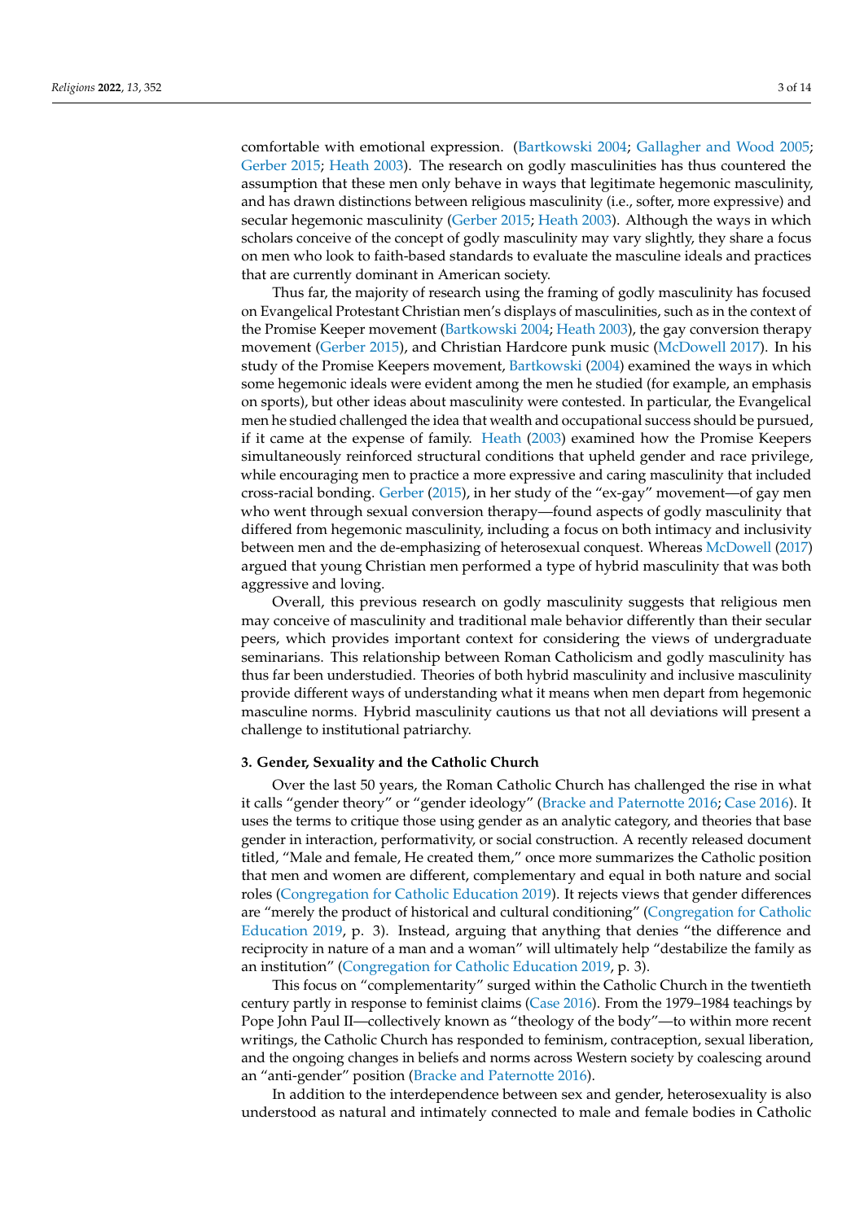comfortable with emotional expression. (Bartkowski 2004; Gallagher and Wood 2005; Gerber 2015; Heath 2003). The research on godly masculinities has thus countered the assumption that these men only behave in ways that legitimate hegemonic masculinity, and has drawn distinctions between religious masculinity (i.e., softer, more expressive) and secular hegemonic masculinity (Gerber 2015; Heath 2003). Although the ways in which scholars conceive of the concept of godly masculinity may vary slightly, they share a focus on men who look to faith-based standards to evaluate the masculine ideals and practices that are currently dominant in American society.

Thus far, the majority of research using the framing of godly masculinity has focused on Evangelical Protestant Christian men's displays of masculinities, such as in the context of the Promise Keeper movement (Bartkowski 2004; Heath 2003), the gay conversion therapy movement (Gerber 2015), and Christian Hardcore punk music (McDowell 2017). In his study of the Promise Keepers movement, Bartkowski (2004) examined the ways in which some hegemonic ideals were evident among the men he studied (for example, an emphasis on sports), but other ideas about masculinity were contested. In particular, the Evangelical men he studied challenged the idea that wealth and occupational success should be pursued, if it came at the expense of family. Heath (2003) examined how the Promise Keepers simultaneously reinforced structural conditions that upheld gender and race privilege, while encouraging men to practice a more expressive and caring masculinity that included cross-racial bonding. Gerber (2015), in her study of the "ex-gay" movement—of gay men who went through sexual conversion therapy—found aspects of godly masculinity that differed from hegemonic masculinity, including a focus on both intimacy and inclusivity between men and the de-emphasizing of heterosexual conquest. Whereas McDowell (2017) argued that young Christian men performed a type of hybrid masculinity that was both aggressive and loving.

Overall, this previous research on godly masculinity suggests that religious men may conceive of masculinity and traditional male behavior differently than their secular peers, which provides important context for considering the views of undergraduate seminarians. This relationship between Roman Catholicism and godly masculinity has thus far been understudied. Theories of both hybrid masculinity and inclusive masculinity provide different ways of understanding what it means when men depart from hegemonic masculine norms. Hybrid masculinity cautions us that not all deviations will present a challenge to institutional patriarchy.

## 3. Gender, Sexuality and the Catholic Church

Over the last 50 years, the Roman Catholic Church has challenged the rise in what it calls "gender theory" or "gender ideology" (Bracke and Paternotte 2016; Case 2016). It uses the terms to critique those using gender as an analytic category, and theories that base gender in interaction, performativity, or social construction. A recently released document titled, "Male and female, He created them," once more summarizes the Catholic position that men and women are different, complementary and equal in both nature and social roles (Congregation for Catholic Education 2019). It rejects views that gender differences are "merely the product of historical and cultural conditioning" (Congregation for Catholic Education 2019, p. 3). Instead, arguing that anything that denies "the difference and reciprocity in nature of a man and a woman" will ultimately help "destabilize the family as an institution" (Congregation for Catholic Education 2019, p. 3).

This focus on "complementarity" surged within the Catholic Church in the twentieth century partly in response to feminist claims (Case 2016). From the 1979–1984 teachings by Pope John Paul II—collectively known as "theology of the body"—to within more recent writings, the Catholic Church has responded to feminism, contraception, sexual liberation, and the ongoing changes in beliefs and norms across Western society by coalescing around an "anti-gender" position (Bracke and Paternotte 2016).

In addition to the interdependence between sex and gender, heterosexuality is also understood as natural and intimately connected to male and female bodies in Catholic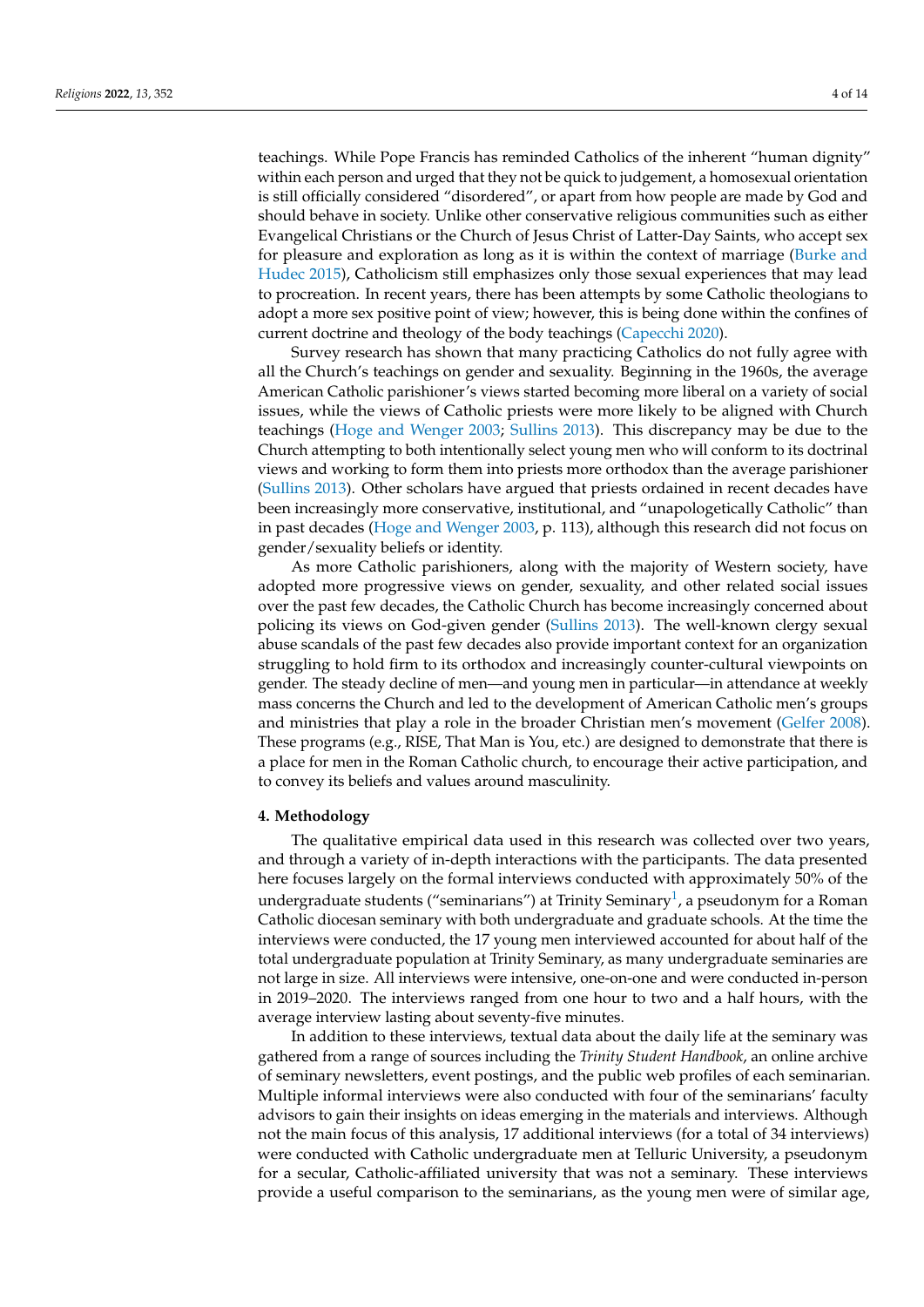teachings. While Pope Francis has reminded Catholics of the inherent "human dignity" within each person and urged that they not be quick to judgement, a homosexual orientation is still officially considered "disordered", or apart from how people are made by God and should behave in society. Unlike other conservative religious communities such as either Evangelical Christians or the Church of Jesus Christ of Latter-Day Saints, who accept sex for pleasure and exploration as long as it is within the context of marriage (Burke and Hudec 2015), Catholicism still emphasizes only those sexual experiences that may lead to procreation. In recent years, there has been attempts by some Catholic theologians to adopt a more sex positive point of view; however, this is being done within the confines of current doctrine and theology of the body teachings (Capecchi 2020).

Survey research has shown that many practicing Catholics do not fully agree with all the Church's teachings on gender and sexuality. Beginning in the 1960s, the average American Catholic parishioner's views started becoming more liberal on a variety of social issues, while the views of Catholic priests were more likely to be aligned with Church teachings (Hoge and Wenger 2003; Sullins 2013). This discrepancy may be due to the Church attempting to both intentionally select young men who will conform to its doctrinal views and working to form them into priests more orthodox than the average parishioner (Sullins 2013). Other scholars have argued that priests ordained in recent decades have been increasingly more conservative, institutional, and "unapologetically Catholic" than in past decades (Hoge and Wenger 2003, p. 113), although this research did not focus on gender/sexuality beliefs or identity.

As more Catholic parishioners, along with the majority of Western society, have adopted more progressive views on gender, sexuality, and other related social issues over the past few decades, the Catholic Church has become increasingly concerned about policing its views on God-given gender (Sullins 2013). The well-known clergy sexual abuse scandals of the past few decades also provide important context for an organization struggling to hold firm to its orthodox and increasingly counter-cultural viewpoints on gender. The steady decline of men—and young men in particular—in attendance at weekly mass concerns the Church and led to the development of American Catholic men's groups and ministries that play a role in the broader Christian men's movement (Gelfer 2008). These programs (e.g., RISE, That Man is You, etc.) are designed to demonstrate that there is a place for men in the Roman Catholic church, to encourage their active participation, and to convey its beliefs and values around masculinity.

## 4. Methodology

The qualitative empirical data used in this research was collected over two years, and through a variety of in-depth interactions with the participants. The data presented here focuses largely on the formal interviews conducted with approximately 50% of the undergraduate students ("seminarians") at Trinity Seminary[1], a pseudonym for a Roman Catholic diocesan seminary with both undergraduate and graduate schools. At the time the interviews were conducted, the 17 young men interviewed accounted for about half of the total undergraduate population at Trinity Seminary, as many undergraduate seminaries are not large in size. All interviews were intensive, one-on-one and were conducted in-person in 2019–2020. The interviews ranged from one hour to two and a half hours, with the average interview lasting about seventy-five minutes.

In addition to these interviews, textual data about the daily life at the seminary was gathered from a range of sources including the *Trinity Student Handbook*, an online archive of seminary newsletters, event postings, and the public web profiles of each seminarian. Multiple informal interviews were also conducted with four of the seminarians' faculty advisors to gain their insights on ideas emerging in the materials and interviews. Although not the main focus of this analysis, 17 additional interviews (for a total of 34 interviews) were conducted with Catholic undergraduate men at Telluric University, a pseudonym for a secular, Catholic-affiliated university that was not a seminary. These interviews provide a useful comparison to the seminarians, as the young men were of similar age,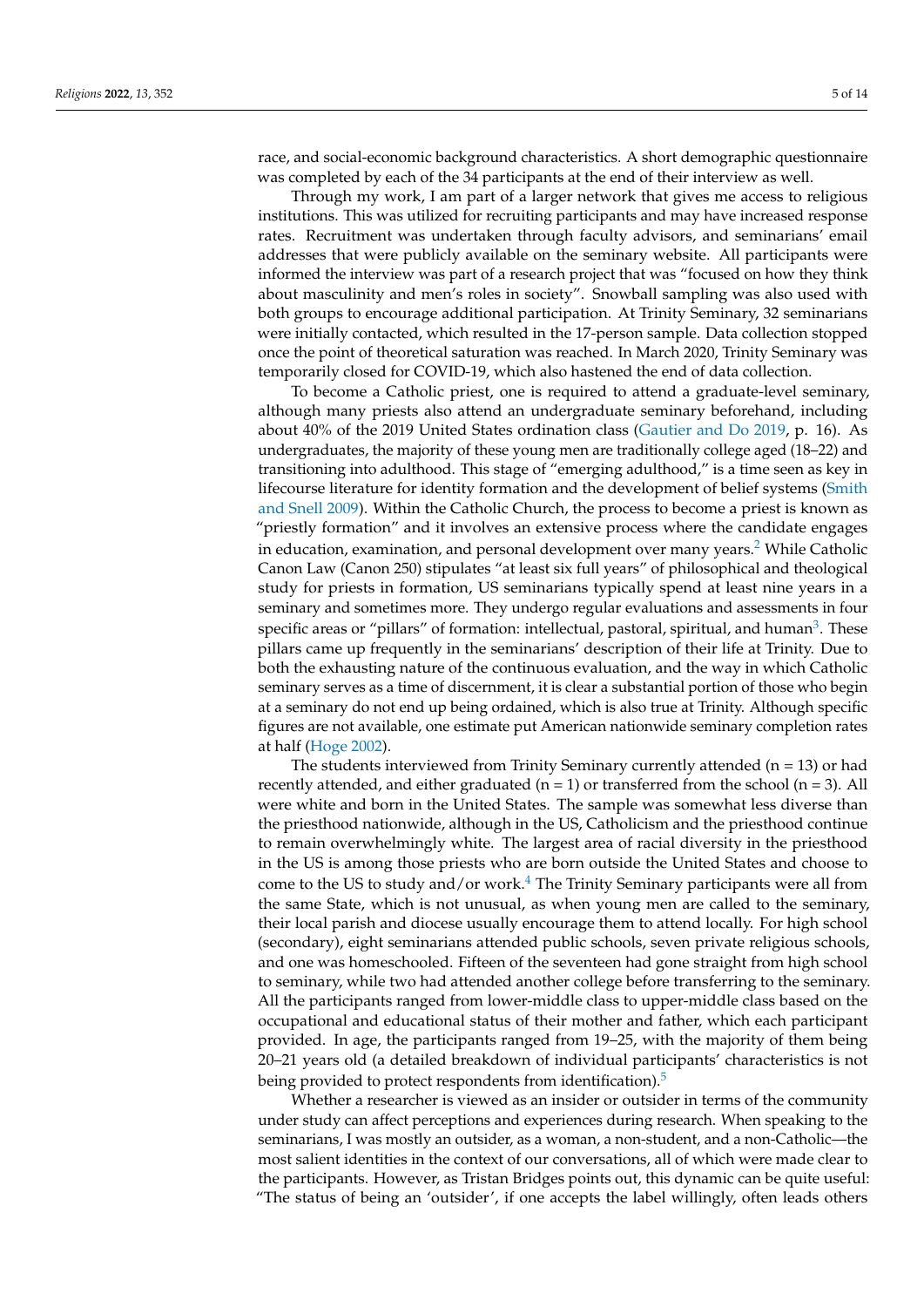race, and social-economic background characteristics. A short demographic questionnaire was completed by each of the 34 participants at the end of their interview as well.

Through my work, I am part of a larger network that gives me access to religious institutions. This was utilized for recruiting participants and may have increased response rates. Recruitment was undertaken through faculty advisors, and seminarians' email addresses that were publicly available on the seminary website. All participants were informed the interview was part of a research project that was "focused on how they think about masculinity and men's roles in society". Snowball sampling was also used with both groups to encourage additional participation. At Trinity Seminary, 32 seminarians were initially contacted, which resulted in the 17-person sample. Data collection stopped once the point of theoretical saturation was reached. In March 2020, Trinity Seminary was temporarily closed for COVID-19, which also hastened the end of data collection.

To become a Catholic priest, one is required to attend a graduate-level seminary, although many priests also attend an undergraduate seminary beforehand, including about 40% of the 2019 United States ordination class (Gautier and Do 2019, p. 16). As undergraduates, the majority of these young men are traditionally college aged (18–22) and transitioning into adulthood. This stage of "emerging adulthood," is a time seen as key in lifecourse literature for identity formation and the development of belief systems (Smith and Snell 2009). Within the Catholic Church, the process to become a priest is known as "priestly formation" and it involves an extensive process where the candidate engages in education, examination, and personal development over many years.[2] While Catholic Canon Law (Canon 250) stipulates "at least six full years" of philosophical and theological study for priests in formation, US seminarians typically spend at least nine years in a seminary and sometimes more. They undergo regular evaluations and assessments in four specific areas or "pillars" of formation: intellectual, pastoral, spiritual, and human[3]. These pillars came up frequently in the seminarians' description of their life at Trinity. Due to both the exhausting nature of the continuous evaluation, and the way in which Catholic seminary serves as a time of discernment, it is clear a substantial portion of those who begin at a seminary do not end up being ordained, which is also true at Trinity. Although specific figures are not available, one estimate put American nationwide seminary completion rates at half (Hoge 2002).

The students interviewed from Trinity Seminary currently attended (n = 13) or had recently attended, and either graduated (n = 1) or transferred from the school (n = 3). All were white and born in the United States. The sample was somewhat less diverse than the priesthood nationwide, although in the US, Catholicism and the priesthood continue to remain overwhelmingly white. The largest area of racial diversity in the priesthood in the US is among those priests who are born outside the United States and choose to come to the US to study and/or work.[4] The Trinity Seminary participants were all from the same State, which is not unusual, as when young men are called to the seminary, their local parish and diocese usually encourage them to attend locally. For high school (secondary), eight seminarians attended public schools, seven private religious schools, and one was homeschooled. Fifteen of the seventeen had gone straight from high school to seminary, while two had attended another college before transferring to the seminary. All the participants ranged from lower-middle class to upper-middle class based on the occupational and educational status of their mother and father, which each participant provided. In age, the participants ranged from 19–25, with the majority of them being 20–21 years old (a detailed breakdown of individual participants' characteristics is not being provided to protect respondents from identification).[5]

Whether a researcher is viewed as an insider or outsider in terms of the community under study can affect perceptions and experiences during research. When speaking to the seminarians, I was mostly an outsider, as a woman, a non-student, and a non-Catholic—the most salient identities in the context of our conversations, all of which were made clear to the participants. However, as Tristan Bridges points out, this dynamic can be quite useful: "The status of being an 'outsider', if one accepts the label willingly, often leads others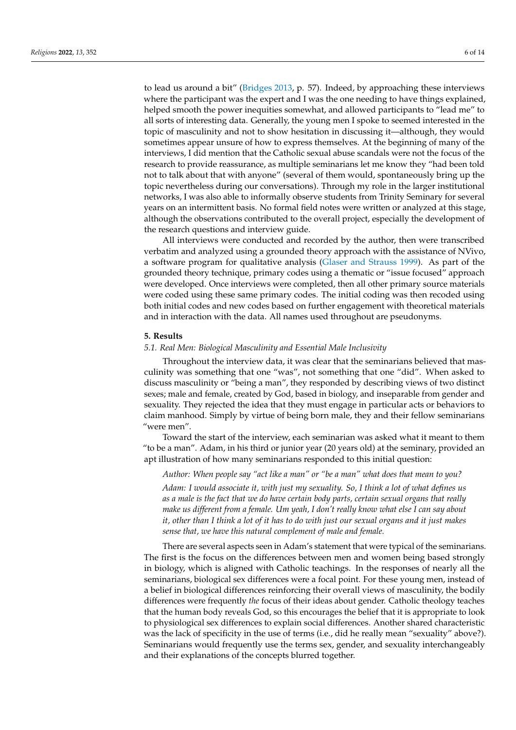to lead us around a bit" (Bridges 2013, p. 57). Indeed, by approaching these interviews where the participant was the expert and I was the one needing to have things explained, helped smooth the power inequities somewhat, and allowed participants to "lead me" to all sorts of interesting data. Generally, the young men I spoke to seemed interested in the topic of masculinity and not to show hesitation in discussing it—although, they would sometimes appear unsure of how to express themselves. At the beginning of many of the interviews, I did mention that the Catholic sexual abuse scandals were not the focus of the research to provide reassurance, as multiple seminarians let me know they "had been told not to talk about that with anyone" (several of them would, spontaneously bring up the topic nevertheless during our conversations). Through my role in the larger institutional networks, I was also able to informally observe students from Trinity Seminary for several years on an intermittent basis. No formal field notes were written or analyzed at this stage, although the observations contributed to the overall project, especially the development of the research questions and interview guide.

All interviews were conducted and recorded by the author, then were transcribed verbatim and analyzed using a grounded theory approach with the assistance of NVivo, a software program for qualitative analysis (Glaser and Strauss 1999). As part of the grounded theory technique, primary codes using a thematic or "issue focused" approach were developed. Once interviews were completed, then all other primary source materials were coded using these same primary codes. The initial coding was then recoded using both initial codes and new codes based on further engagement with theoretical materials and in interaction with the data. All names used throughout are pseudonyms.

## 5. Results

### 5.1. Real Men: Biological Masculinity and Essential Male Inclusivity

Throughout the interview data, it was clear that the seminarians believed that masculinity was something that one "was", not something that one "did". When asked to discuss masculinity or "being a man", they responded by describing views of two distinct sexes; male and female, created by God, based in biology, and inseparable from gender and sexuality. They rejected the idea that they must engage in particular acts or behaviors to claim manhood. Simply by virtue of being born male, they and their fellow seminarians "were men".

Toward the start of the interview, each seminarian was asked what it meant to them "to be a man". Adam, in his third or junior year (20 years old) at the seminary, provided an apt illustration of how many seminarians responded to this initial question:

> *Author: When people say "act like a man" or "be a man" what does that mean to you?*
>
> *Adam: I would associate it, with just my sexuality. So, I think a lot of what defines us as a male is the fact that we do have certain body parts, certain sexual organs that really make us different from a female. Um yeah, I don't really know what else I can say about it, other than I think a lot of it has to do with just our sexual organs and it just makes sense that, we have this natural complement of male and female.*

There are several aspects seen in Adam's statement that were typical of the seminarians. The first is the focus on the differences between men and women being based strongly in biology, which is aligned with Catholic teachings. In the responses of nearly all the seminarians, biological sex differences were a focal point. For these young men, instead of a belief in biological differences reinforcing their overall views of masculinity, the bodily differences were frequently *the* focus of their ideas about gender. Catholic theology teaches that the human body reveals God, so this encourages the belief that it is appropriate to look to physiological sex differences to explain social differences. Another shared characteristic was the lack of specificity in the use of terms (i.e., did he really mean "sexuality" above?). Seminarians would frequently use the terms sex, gender, and sexuality interchangeably and their explanations of the concepts blurred together.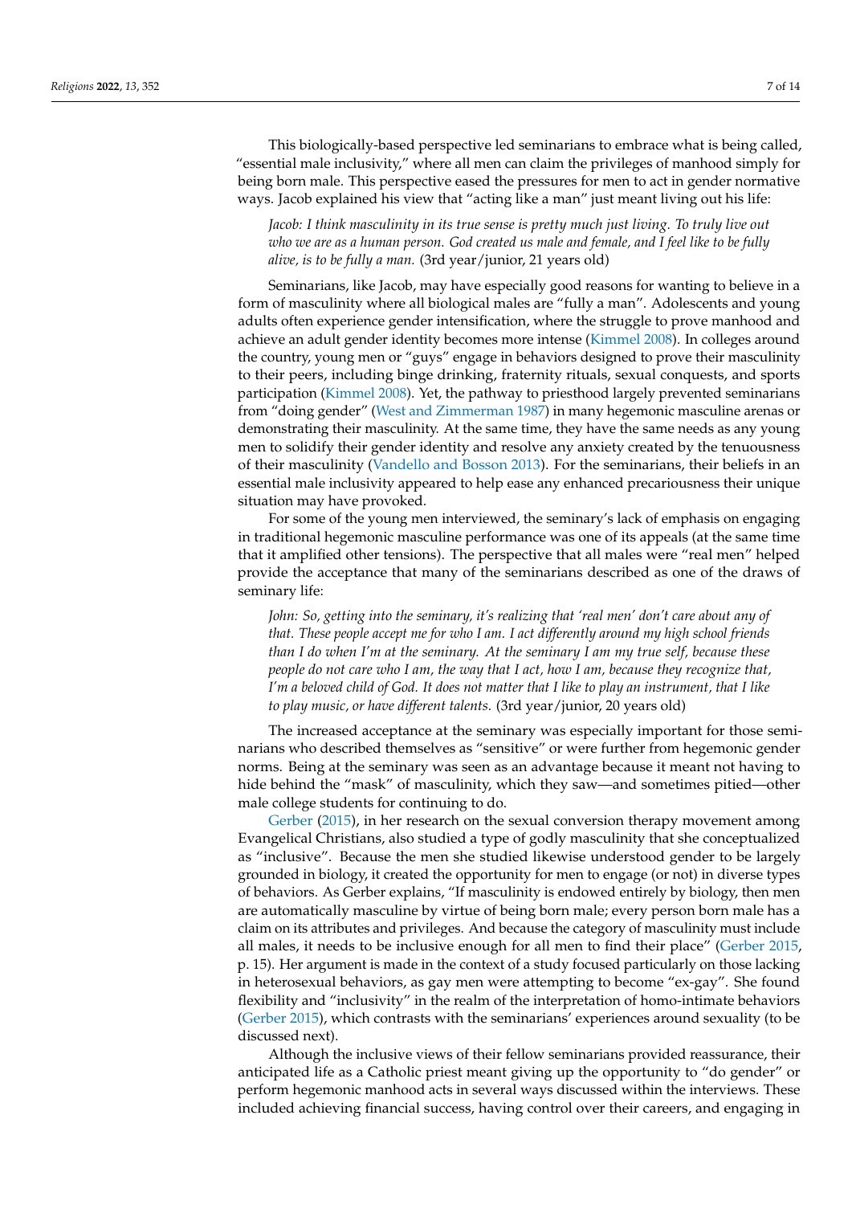This biologically-based perspective led seminarians to embrace what is being called, "essential male inclusivity," where all men can claim the privileges of manhood simply for being born male. This perspective eased the pressures for men to act in gender normative ways. Jacob explained his view that "acting like a man" just meant living out his life:

> *Jacob: I think masculinity in its true sense is pretty much just living. To truly live out who we are as a human person. God created us male and female, and I feel like to be fully alive, is to be fully a man.* (3rd year/junior, 21 years old)

Seminarians, like Jacob, may have especially good reasons for wanting to believe in a form of masculinity where all biological males are "fully a man". Adolescents and young adults often experience gender intensification, where the struggle to prove manhood and achieve an adult gender identity becomes more intense (Kimmel 2008). In colleges around the country, young men or "guys" engage in behaviors designed to prove their masculinity to their peers, including binge drinking, fraternity rituals, sexual conquests, and sports participation (Kimmel 2008). Yet, the pathway to priesthood largely prevented seminarians from "doing gender" (West and Zimmerman 1987) in many hegemonic masculine arenas or demonstrating their masculinity. At the same time, they have the same needs as any young men to solidify their gender identity and resolve any anxiety created by the tenuousness of their masculinity (Vandello and Bosson 2013). For the seminarians, their beliefs in an essential male inclusivity appeared to help ease any enhanced precariousness their unique situation may have provoked.

For some of the young men interviewed, the seminary's lack of emphasis on engaging in traditional hegemonic masculine performance was one of its appeals (at the same time that it amplified other tensions). The perspective that all males were "real men" helped provide the acceptance that many of the seminarians described as one of the draws of seminary life:

> *John: So, getting into the seminary, it's realizing that 'real men' don't care about any of that. These people accept me for who I am. I act differently around my high school friends than I do when I'm at the seminary. At the seminary I am my true self, because these people do not care who I am, the way that I act, how I am, because they recognize that, I'm a beloved child of God. It does not matter that I like to play an instrument, that I like to play music, or have different talents.* (3rd year/junior, 20 years old)

The increased acceptance at the seminary was especially important for those seminarians who described themselves as "sensitive" or were further from hegemonic gender norms. Being at the seminary was seen as an advantage because it meant not having to hide behind the "mask" of masculinity, which they saw—and sometimes pitied—other male college students for continuing to do.

Gerber (2015), in her research on the sexual conversion therapy movement among Evangelical Christians, also studied a type of godly masculinity that she conceptualized as "inclusive". Because the men she studied likewise understood gender to be largely grounded in biology, it created the opportunity for men to engage (or not) in diverse types of behaviors. As Gerber explains, "If masculinity is endowed entirely by biology, then men are automatically masculine by virtue of being born male; every person born male has a claim on its attributes and privileges. And because the category of masculinity must include all males, it needs to be inclusive enough for all men to find their place" (Gerber 2015, p. 15). Her argument is made in the context of a study focused particularly on those lacking in heterosexual behaviors, as gay men were attempting to become "ex-gay". She found flexibility and "inclusivity" in the realm of the interpretation of homo-intimate behaviors (Gerber 2015), which contrasts with the seminarians' experiences around sexuality (to be discussed next).

Although the inclusive views of their fellow seminarians provided reassurance, their anticipated life as a Catholic priest meant giving up the opportunity to "do gender" or perform hegemonic manhood acts in several ways discussed within the interviews. These included achieving financial success, having control over their careers, and engaging in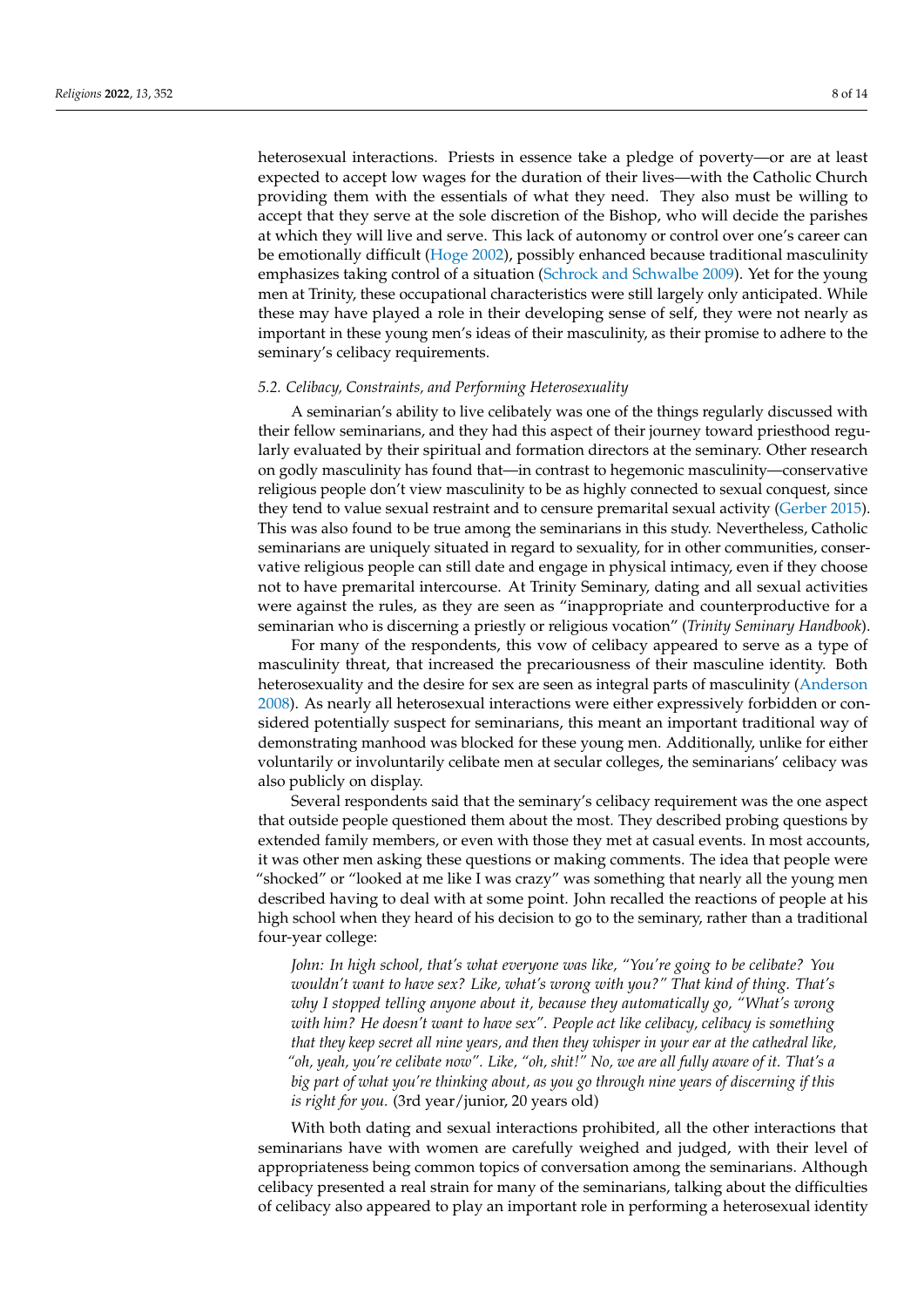heterosexual interactions. Priests in essence take a pledge of poverty—or are at least expected to accept low wages for the duration of their lives—with the Catholic Church providing them with the essentials of what they need. They also must be willing to accept that they serve at the sole discretion of the Bishop, who will decide the parishes at which they will live and serve. This lack of autonomy or control over one's career can be emotionally difficult (Hoge 2002), possibly enhanced because traditional masculinity emphasizes taking control of a situation (Schrock and Schwalbe 2009). Yet for the young men at Trinity, these occupational characteristics were still largely only anticipated. While these may have played a role in their developing sense of self, they were not nearly as important in these young men's ideas of their masculinity, as their promise to adhere to the seminary's celibacy requirements.

### *5.2. Celibacy, Constraints, and Performing Heterosexuality*

A seminarian's ability to live celibately was one of the things regularly discussed with their fellow seminarians, and they had this aspect of their journey toward priesthood regularly evaluated by their spiritual and formation directors at the seminary. Other research on godly masculinity has found that—in contrast to hegemonic masculinity—conservative religious people don't view masculinity to be as highly connected to sexual conquest, since they tend to value sexual restraint and to censure premarital sexual activity (Gerber 2015). This was also found to be true among the seminarians in this study. Nevertheless, Catholic seminarians are uniquely situated in regard to sexuality, for in other communities, conservative religious people can still date and engage in physical intimacy, even if they choose not to have premarital intercourse. At Trinity Seminary, dating and all sexual activities were against the rules, as they are seen as "inappropriate and counterproductive for a seminarian who is discerning a priestly or religious vocation" (*Trinity Seminary Handbook*).

For many of the respondents, this vow of celibacy appeared to serve as a type of masculinity threat, that increased the precariousness of their masculine identity. Both heterosexuality and the desire for sex are seen as integral parts of masculinity (Anderson 2008). As nearly all heterosexual interactions were either expressively forbidden or considered potentially suspect for seminarians, this meant an important traditional way of demonstrating manhood was blocked for these young men. Additionally, unlike for either voluntarily or involuntarily celibate men at secular colleges, the seminarians' celibacy was also publicly on display.

Several respondents said that the seminary's celibacy requirement was the one aspect that outside people questioned them about the most. They described probing questions by extended family members, or even with those they met at casual events. In most accounts, it was other men asking these questions or making comments. The idea that people were "shocked" or "looked at me like I was crazy" was something that nearly all the young men described having to deal with at some point. John recalled the reactions of people at his high school when they heard of his decision to go to the seminary, rather than a traditional four-year college:

> *John: In high school, that's what everyone was like, "You're going to be celibate? You wouldn't want to have sex? Like, what's wrong with you?" That kind of thing. That's why I stopped telling anyone about it, because they automatically go, "What's wrong with him? He doesn't want to have sex". People act like celibacy, celibacy is something that they keep secret all nine years, and then they whisper in your ear at the cathedral like, "oh, yeah, you're celibate now". Like, "oh, shit!" No, we are all fully aware of it. That's a big part of what you're thinking about, as you go through nine years of discerning if this is right for you.* (3rd year/junior, 20 years old)

With both dating and sexual interactions prohibited, all the other interactions that seminarians have with women are carefully weighed and judged, with their level of appropriateness being common topics of conversation among the seminarians. Although celibacy presented a real strain for many of the seminarians, talking about the difficulties of celibacy also appeared to play an important role in performing a heterosexual identity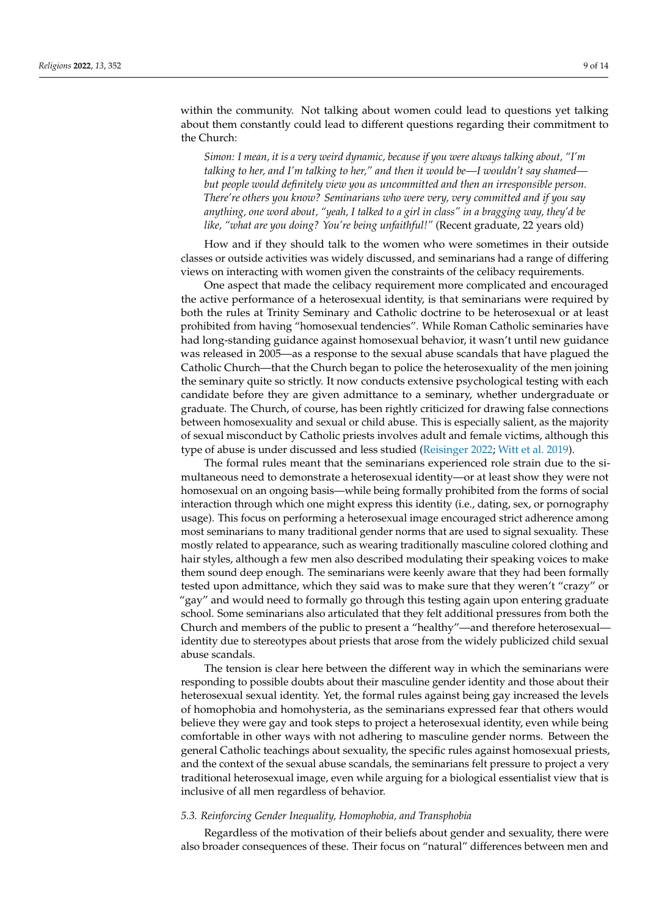within the community. Not talking about women could lead to questions yet talking about them constantly could lead to different questions regarding their commitment to the Church:

> *Simon: I mean, it is a very weird dynamic, because if you were always talking about, "I'm talking to her, and I'm talking to her," and then it would be—I wouldn't say shamed—but people would definitely view you as uncommitted and then an irresponsible person. There're others you know? Seminarians who were very, very committed and if you say anything, one word about, "yeah, I talked to a girl in class" in a bragging way, they'd be like, "what are you doing? You're being unfaithful!"* (Recent graduate, 22 years old)

How and if they should talk to the women who were sometimes in their outside classes or outside activities was widely discussed, and seminarians had a range of differing views on interacting with women given the constraints of the celibacy requirements.

One aspect that made the celibacy requirement more complicated and encouraged the active performance of a heterosexual identity, is that seminarians were required by both the rules at Trinity Seminary and Catholic doctrine to be heterosexual or at least prohibited from having "homosexual tendencies". While Roman Catholic seminaries have had long-standing guidance against homosexual behavior, it wasn't until new guidance was released in 2005—as a response to the sexual abuse scandals that have plagued the Catholic Church—that the Church began to police the heterosexuality of the men joining the seminary quite so strictly. It now conducts extensive psychological testing with each candidate before they are given admittance to a seminary, whether undergraduate or graduate. The Church, of course, has been rightly criticized for drawing false connections between homosexuality and sexual or child abuse. This is especially salient, as the majority of sexual misconduct by Catholic priests involves adult and female victims, although this type of abuse is under discussed and less studied (Reisinger 2022; Witt et al. 2019).

The formal rules meant that the seminarians experienced role strain due to the simultaneous need to demonstrate a heterosexual identity—or at least show they were not homosexual on an ongoing basis—while being formally prohibited from the forms of social interaction through which one might express this identity (i.e., dating, sex, or pornography usage). This focus on performing a heterosexual image encouraged strict adherence among most seminarians to many traditional gender norms that are used to signal sexuality. These mostly related to appearance, such as wearing traditionally masculine colored clothing and hair styles, although a few men also described modulating their speaking voices to make them sound deep enough. The seminarians were keenly aware that they had been formally tested upon admittance, which they said was to make sure that they weren't "crazy" or "gay" and would need to formally go through this testing again upon entering graduate school. Some seminarians also articulated that they felt additional pressures from both the Church and members of the public to present a "healthy"—and therefore heterosexual—identity due to stereotypes about priests that arose from the widely publicized child sexual abuse scandals.

The tension is clear here between the different way in which the seminarians were responding to possible doubts about their masculine gender identity and those about their heterosexual sexual identity. Yet, the formal rules against being gay increased the levels of homophobia and homohysteria, as the seminarians expressed fear that others would believe they were gay and took steps to project a heterosexual identity, even while being comfortable in other ways with not adhering to masculine gender norms. Between the general Catholic teachings about sexuality, the specific rules against homosexual priests, and the context of the sexual abuse scandals, the seminarians felt pressure to project a very traditional heterosexual image, even while arguing for a biological essentialist view that is inclusive of all men regardless of behavior.

### 5.3. Reinforcing Gender Inequality, Homophobia, and Transphobia

Regardless of the motivation of their beliefs about gender and sexuality, there were also broader consequences of these. Their focus on "natural" differences between men and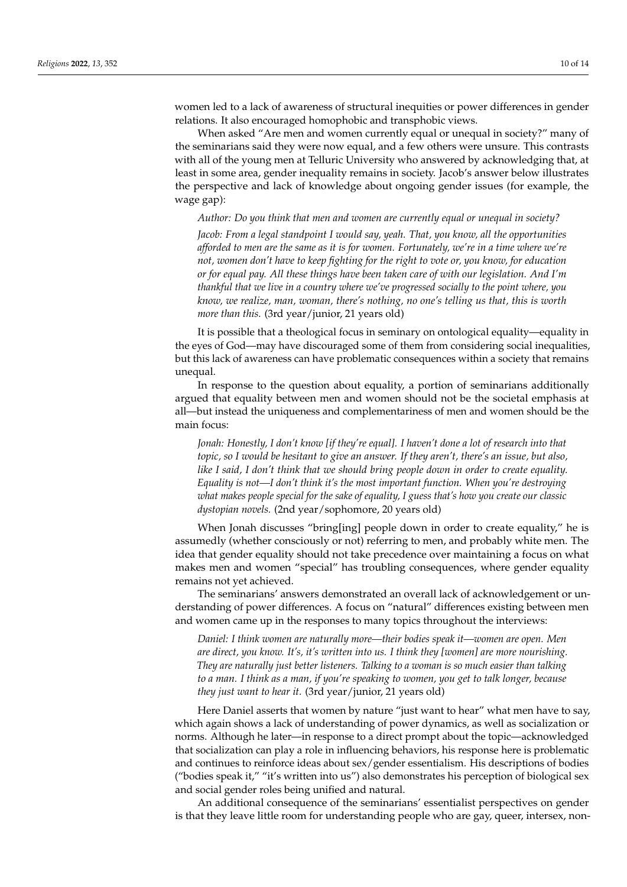women led to a lack of awareness of structural inequities or power differences in gender relations. It also encouraged homophobic and transphobic views.

When asked "Are men and women currently equal or unequal in society?" many of the seminarians said they were now equal, and a few others were unsure. This contrasts with all of the young men at Telluric University who answered by acknowledging that, at least in some area, gender inequality remains in society. Jacob's answer below illustrates the perspective and lack of knowledge about ongoing gender issues (for example, the wage gap):

> *Author: Do you think that men and women are currently equal or unequal in society?*
>
> *Jacob: From a legal standpoint I would say, yeah. That, you know, all the opportunities afforded to men are the same as it is for women. Fortunately, we're in a time where we're not, women don't have to keep fighting for the right to vote or, you know, for education or for equal pay. All these things have been taken care of with our legislation. And I'm thankful that we live in a country where we've progressed socially to the point where, you know, we realize, man, woman, there's nothing, no one's telling us that, this is worth more than this.* (3rd year/junior, 21 years old)

It is possible that a theological focus in seminary on ontological equality—equality in the eyes of God—may have discouraged some of them from considering social inequalities, but this lack of awareness can have problematic consequences within a society that remains unequal.

In response to the question about equality, a portion of seminarians additionally argued that equality between men and women should not be the societal emphasis at all—but instead the uniqueness and complementariness of men and women should be the main focus:

> *Jonah: Honestly, I don't know [if they're equal]. I haven't done a lot of research into that topic, so I would be hesitant to give an answer. If they aren't, there's an issue, but also, like I said, I don't think that we should bring people down in order to create equality. Equality is not—I don't think it's the most important function. When you're destroying what makes people special for the sake of equality, I guess that's how you create our classic dystopian novels.* (2nd year/sophomore, 20 years old)

When Jonah discusses "bring[ing] people down in order to create equality," he is assumedly (whether consciously or not) referring to men, and probably white men. The idea that gender equality should not take precedence over maintaining a focus on what makes men and women "special" has troubling consequences, where gender equality remains not yet achieved.

The seminarians' answers demonstrated an overall lack of acknowledgement or understanding of power differences. A focus on "natural" differences existing between men and women came up in the responses to many topics throughout the interviews:

> *Daniel: I think women are naturally more—their bodies speak it—women are open. Men are direct, you know. It's, it's written into us. I think they [women] are more nourishing. They are naturally just better listeners. Talking to a woman is so much easier than talking to a man. I think as a man, if you're speaking to women, you get to talk longer, because they just want to hear it.* (3rd year/junior, 21 years old)

Here Daniel asserts that women by nature "just want to hear" what men have to say, which again shows a lack of understanding of power dynamics, as well as socialization or norms. Although he later—in response to a direct prompt about the topic—acknowledged that socialization can play a role in influencing behaviors, his response here is problematic and continues to reinforce ideas about sex/gender essentialism. His descriptions of bodies ("bodies speak it," "it's written into us") also demonstrates his perception of biological sex and social gender roles being unified and natural.

An additional consequence of the seminarians' essentialist perspectives on gender is that they leave little room for understanding people who are gay, queer, intersex, non-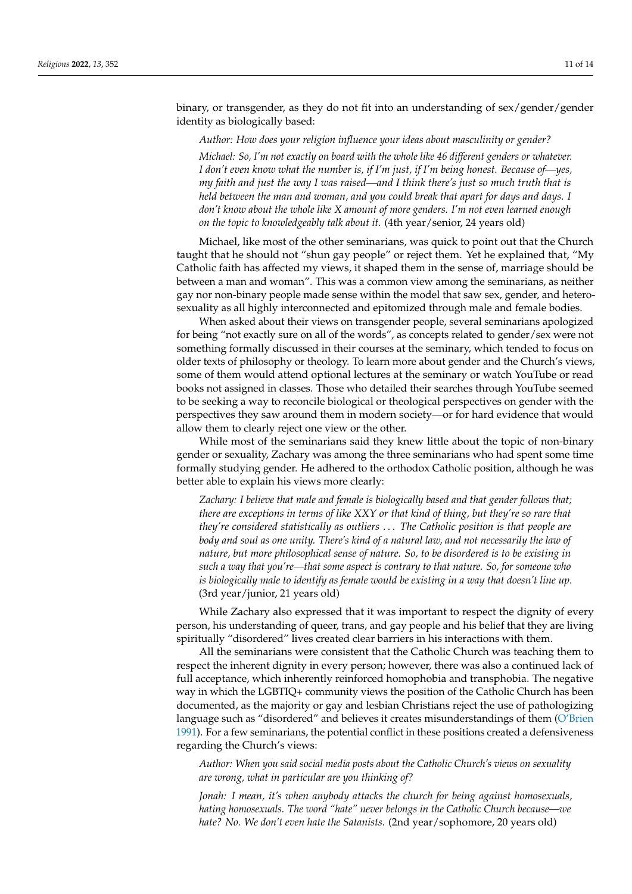binary, or transgender, as they do not fit into an understanding of sex/gender/gender identity as biologically based:

> *Author: How does your religion influence your ideas about masculinity or gender?*
>
> *Michael: So, I'm not exactly on board with the whole like 46 different genders or whatever. I don't even know what the number is, if I'm just, if I'm being honest. Because of—yes, my faith and just the way I was raised—and I think there's just so much truth that is held between the man and woman, and you could break that apart for days and days. I don't know about the whole like X amount of more genders. I'm not even learned enough on the topic to knowledgeably talk about it.* (4th year/senior, 24 years old)

Michael, like most of the other seminarians, was quick to point out that the Church taught that he should not "shun gay people" or reject them. Yet he explained that, "My Catholic faith has affected my views, it shaped them in the sense of, marriage should be between a man and woman". This was a common view among the seminarians, as neither gay nor non-binary people made sense within the model that saw sex, gender, and heterosexuality as all highly interconnected and epitomized through male and female bodies.

When asked about their views on transgender people, several seminarians apologized for being "not exactly sure on all of the words", as concepts related to gender/sex were not something formally discussed in their courses at the seminary, which tended to focus on older texts of philosophy or theology. To learn more about gender and the Church's views, some of them would attend optional lectures at the seminary or watch YouTube or read books not assigned in classes. Those who detailed their searches through YouTube seemed to be seeking a way to reconcile biological or theological perspectives on gender with the perspectives they saw around them in modern society—or for hard evidence that would allow them to clearly reject one view or the other.

While most of the seminarians said they knew little about the topic of non-binary gender or sexuality, Zachary was among the three seminarians who had spent some time formally studying gender. He adhered to the orthodox Catholic position, although he was better able to explain his views more clearly:

> *Zachary: I believe that male and female is biologically based and that gender follows that; there are exceptions in terms of like XXY or that kind of thing, but they're so rare that they're considered statistically as outliers ... The Catholic position is that people are body and soul as one unity. There's kind of a natural law, and not necessarily the law of nature, but more philosophical sense of nature. So, to be disordered is to be existing in such a way that you're—that some aspect is contrary to that nature. So, for someone who is biologically male to identify as female would be existing in a way that doesn't line up.* (3rd year/junior, 21 years old)

While Zachary also expressed that it was important to respect the dignity of every person, his understanding of queer, trans, and gay people and his belief that they are living spiritually "disordered" lives created clear barriers in his interactions with them.

All the seminarians were consistent that the Catholic Church was teaching them to respect the inherent dignity in every person; however, there was also a continued lack of full acceptance, which inherently reinforced homophobia and transphobia. The negative way in which the LGBTIQ+ community views the position of the Catholic Church has been documented, as the majority or gay and lesbian Christians reject the use of pathologizing language such as "disordered" and believes it creates misunderstandings of them (O'Brien 1991). For a few seminarians, the potential conflict in these positions created a defensiveness regarding the Church's views:

> *Author: When you said social media posts about the Catholic Church's views on sexuality are wrong, what in particular are you thinking of?*
>
> *Jonah: I mean, it's when anybody attacks the church for being against homosexuals, hating homosexuals. The word "hate" never belongs in the Catholic Church because—we hate? No. We don't even hate the Satanists.* (2nd year/sophomore, 20 years old)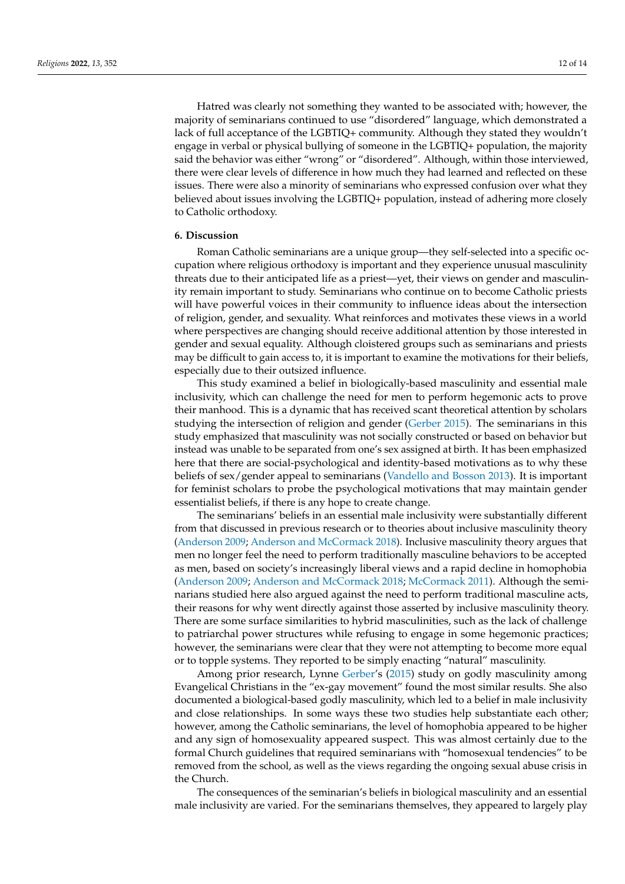Hatred was clearly not something they wanted to be associated with; however, the majority of seminarians continued to use "disordered" language, which demonstrated a lack of full acceptance of the LGBTIQ+ community. Although they stated they wouldn't engage in verbal or physical bullying of someone in the LGBTIQ+ population, the majority said the behavior was either "wrong" or "disordered". Although, within those interviewed, there were clear levels of difference in how much they had learned and reflected on these issues. There were also a minority of seminarians who expressed confusion over what they believed about issues involving the LGBTIQ+ population, instead of adhering more closely to Catholic orthodoxy.

## 6. Discussion

Roman Catholic seminarians are a unique group—they self-selected into a specific occupation where religious orthodoxy is important and they experience unusual masculinity threats due to their anticipated life as a priest—yet, their views on gender and masculinity remain important to study. Seminarians who continue on to become Catholic priests will have powerful voices in their community to influence ideas about the intersection of religion, gender, and sexuality. What reinforces and motivates these views in a world where perspectives are changing should receive additional attention by those interested in gender and sexual equality. Although cloistered groups such as seminarians and priests may be difficult to gain access to, it is important to examine the motivations for their beliefs, especially due to their outsized influence.

This study examined a belief in biologically-based masculinity and essential male inclusivity, which can challenge the need for men to perform hegemonic acts to prove their manhood. This is a dynamic that has received scant theoretical attention by scholars studying the intersection of religion and gender (Gerber 2015). The seminarians in this study emphasized that masculinity was not socially constructed or based on behavior but instead was unable to be separated from one's sex assigned at birth. It has been emphasized here that there are social-psychological and identity-based motivations as to why these beliefs of sex/gender appeal to seminarians (Vandello and Bosson 2013). It is important for feminist scholars to probe the psychological motivations that may maintain gender essentialist beliefs, if there is any hope to create change.

The seminarians' beliefs in an essential male inclusivity were substantially different from that discussed in previous research or to theories about inclusive masculinity theory (Anderson 2009; Anderson and McCormack 2018). Inclusive masculinity theory argues that men no longer feel the need to perform traditionally masculine behaviors to be accepted as men, based on society's increasingly liberal views and a rapid decline in homophobia (Anderson 2009; Anderson and McCormack 2018; McCormack 2011). Although the seminarians studied here also argued against the need to perform traditional masculine acts, their reasons for why went directly against those asserted by inclusive masculinity theory. There are some surface similarities to hybrid masculinities, such as the lack of challenge to patriarchal power structures while refusing to engage in some hegemonic practices; however, the seminarians were clear that they were not attempting to become more equal or to topple systems. They reported to be simply enacting "natural" masculinity.

Among prior research, Lynne Gerber's (2015) study on godly masculinity among Evangelical Christians in the "ex-gay movement" found the most similar results. She also documented a biological-based godly masculinity, which led to a belief in male inclusivity and close relationships. In some ways these two studies help substantiate each other; however, among the Catholic seminarians, the level of homophobia appeared to be higher and any sign of homosexuality appeared suspect. This was almost certainly due to the formal Church guidelines that required seminarians with "homosexual tendencies" to be removed from the school, as well as the views regarding the ongoing sexual abuse crisis in the Church.

The consequences of the seminarian's beliefs in biological masculinity and an essential male inclusivity are varied. For the seminarians themselves, they appeared to largely play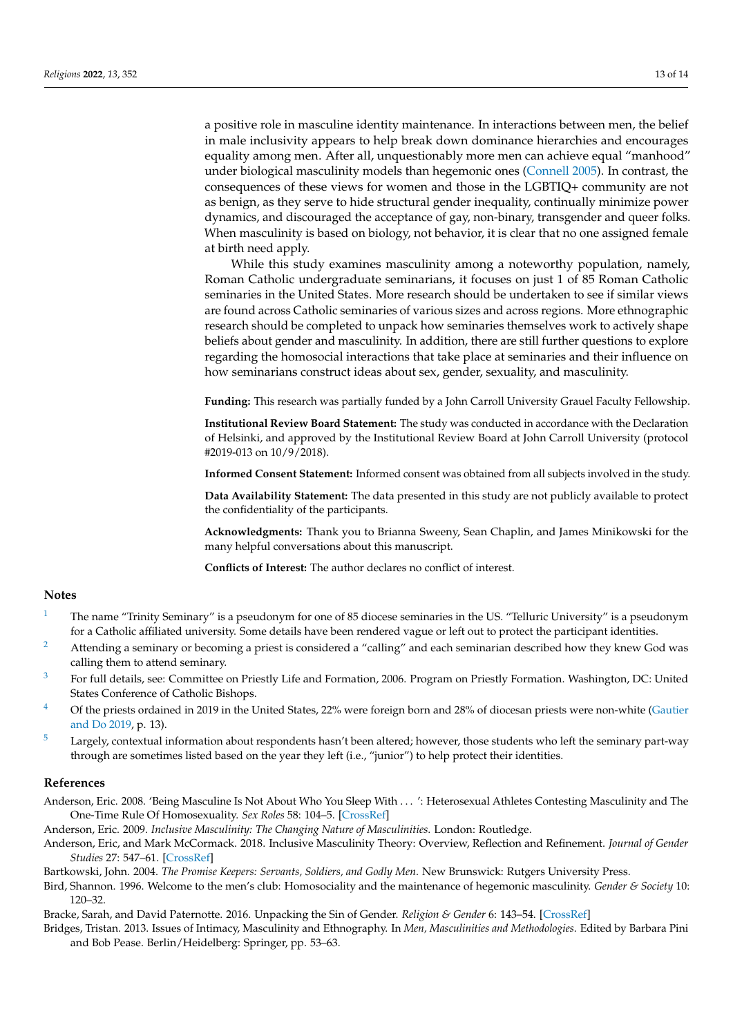a positive role in masculine identity maintenance. In interactions between men, the belief in male inclusivity appears to help break down dominance hierarchies and encourages equality among men. After all, unquestionably more men can achieve equal "manhood" under biological masculinity models than hegemonic ones (Connell 2005). In contrast, the consequences of these views for women and those in the LGBTIQ+ community are not as benign, as they serve to hide structural gender inequality, continually minimize power dynamics, and discouraged the acceptance of gay, non-binary, transgender and queer folks. When masculinity is based on biology, not behavior, it is clear that no one assigned female at birth need apply.

While this study examines masculinity among a noteworthy population, namely, Roman Catholic undergraduate seminarians, it focuses on just 1 of 85 Roman Catholic seminaries in the United States. More research should be undertaken to see if similar views are found across Catholic seminaries of various sizes and across regions. More ethnographic research should be completed to unpack how seminaries themselves work to actively shape beliefs about gender and masculinity. In addition, there are still further questions to explore regarding the homosocial interactions that take place at seminaries and their influence on how seminarians construct ideas about sex, gender, sexuality, and masculinity.

**Funding:** This research was partially funded by a John Carroll University Grauel Faculty Fellowship.

**Institutional Review Board Statement:** The study was conducted in accordance with the Declaration of Helsinki, and approved by the Institutional Review Board at John Carroll University (protocol #2019-013 on 10/9/2018).

**Informed Consent Statement:** Informed consent was obtained from all subjects involved in the study.

**Data Availability Statement:** The data presented in this study are not publicly available to protect the confidentiality of the participants.

**Acknowledgments:** Thank you to Brianna Sweeny, Sean Chaplin, and James Minikowski for the many helpful conversations about this manuscript.

**Conflicts of Interest:** The author declares no conflict of interest.

## Notes

1. The name "Trinity Seminary" is a pseudonym for one of 85 diocese seminaries in the US. "Telluric University" is a pseudonym for a Catholic affiliated university. Some details have been rendered vague or left out to protect the participant identities.
2. Attending a seminary or becoming a priest is considered a "calling" and each seminarian described how they knew God was calling them to attend seminary.
3. For full details, see: Committee on Priestly Life and Formation, 2006. Program on Priestly Formation. Washington, DC: United States Conference of Catholic Bishops.
4. Of the priests ordained in 2019 in the United States, 22% were foreign born and 28% of diocesan priests were non-white (Gautier and Do 2019, p. 13).
5. Largely, contextual information about respondents hasn't been altered; however, those students who left the seminary part-way through are sometimes listed based on the year they left (i.e., "junior") to help protect their identities.

## References

Anderson, Eric. 2008. 'Being Masculine Is Not About Who You Sleep With . . . ': Heterosexual Athletes Contesting Masculinity and The One-Time Rule Of Homosexuality. *Sex Roles* 58: 104–5. [CrossRef]

Anderson, Eric. 2009. *Inclusive Masculinity: The Changing Nature of Masculinities*. London: Routledge.

Anderson, Eric, and Mark McCormack. 2018. Inclusive Masculinity Theory: Overview, Reflection and Refinement. *Journal of Gender Studies* 27: 547–61. [CrossRef]

Bartkowski, John. 2004. *The Promise Keepers: Servants, Soldiers, and Godly Men*. New Brunswick: Rutgers University Press.

Bird, Shannon. 1996. Welcome to the men's club: Homosociality and the maintenance of hegemonic masculinity. *Gender & Society* 10: 120–32.

Bracke, Sarah, and David Paternotte. 2016. Unpacking the Sin of Gender. *Religion & Gender* 6: 143–54. [CrossRef]

Bridges, Tristan. 2013. Issues of Intimacy, Masculinity and Ethnography. In *Men, Masculinities and Methodologies*. Edited by Barbara Pini and Bob Pease. Berlin/Heidelberg: Springer, pp. 53–63.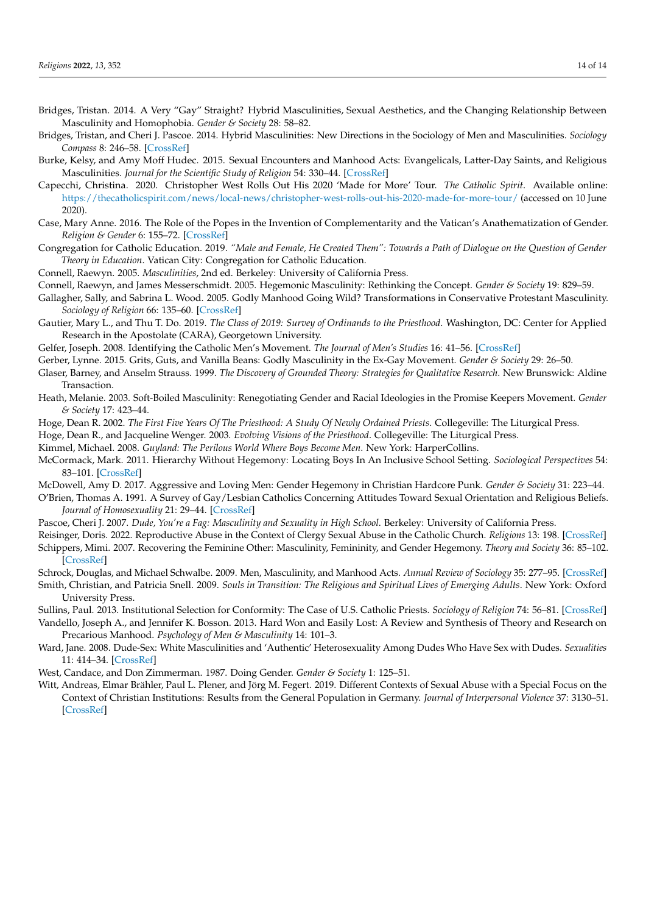Bridges, Tristan. 2014. A Very "Gay" Straight? Hybrid Masculinities, Sexual Aesthetics, and the Changing Relationship Between Masculinity and Homophobia. *Gender & Society* 28: 58–82.

Bridges, Tristan, and Cheri J. Pascoe. 2014. Hybrid Masculinities: New Directions in the Sociology of Men and Masculinities. *Sociology Compass* 8: 246–58. [CrossRef]

Burke, Kelsy, and Amy Moff Hudec. 2015. Sexual Encounters and Manhood Acts: Evangelicals, Latter-Day Saints, and Religious Masculinities. *Journal for the Scientific Study of Religion* 54: 330–44. [CrossRef]

Capecchi, Christina. 2020. Christopher West Rolls Out His 2020 'Made for More' Tour. *The Catholic Spirit*. Available online: https://thecatholicspirit.com/news/local-news/christopher-west-rolls-out-his-2020-made-for-more-tour/ (accessed on 10 June 2020).

Case, Mary Anne. 2016. The Role of the Popes in the Invention of Complementarity and the Vatican's Anathematization of Gender. *Religion & Gender* 6: 155–72. [CrossRef]

Congregation for Catholic Education. 2019. *"Male and Female, He Created Them": Towards a Path of Dialogue on the Question of Gender Theory in Education*. Vatican City: Congregation for Catholic Education.

Connell, Raewyn. 2005. *Masculinities*, 2nd ed. Berkeley: University of California Press.

Connell, Raewyn, and James Messerschmidt. 2005. Hegemonic Masculinity: Rethinking the Concept. *Gender & Society* 19: 829–59.

Gallagher, Sally, and Sabrina L. Wood. 2005. Godly Manhood Going Wild? Transformations in Conservative Protestant Masculinity. *Sociology of Religion* 66: 135–60. [CrossRef]

Gautier, Mary L., and Thu T. Do. 2019. *The Class of 2019: Survey of Ordinands to the Priesthood*. Washington, DC: Center for Applied Research in the Apostolate (CARA), Georgetown University.

Gelfer, Joseph. 2008. Identifying the Catholic Men's Movement. *The Journal of Men's Studies* 16: 41–56. [CrossRef]

Gerber, Lynne. 2015. Grits, Guts, and Vanilla Beans: Godly Masculinity in the Ex-Gay Movement. *Gender & Society* 29: 26–50.

Glaser, Barney, and Anselm Strauss. 1999. *The Discovery of Grounded Theory: Strategies for Qualitative Research*. New Brunswick: Aldine Transaction.

Heath, Melanie. 2003. Soft-Boiled Masculinity: Renegotiating Gender and Racial Ideologies in the Promise Keepers Movement. *Gender & Society* 17: 423–44.

Hoge, Dean R. 2002. *The First Five Years Of The Priesthood: A Study Of Newly Ordained Priests*. Collegeville: The Liturgical Press.

Hoge, Dean R., and Jacqueline Wenger. 2003. *Evolving Visions of the Priesthood*. Collegeville: The Liturgical Press.

Kimmel, Michael. 2008. *Guyland: The Perilous World Where Boys Become Men*. New York: HarperCollins.

McCormack, Mark. 2011. Hierarchy Without Hegemony: Locating Boys In An Inclusive School Setting. *Sociological Perspectives* 54: 83–101. [CrossRef]

McDowell, Amy D. 2017. Aggressive and Loving Men: Gender Hegemony in Christian Hardcore Punk. *Gender & Society* 31: 223–44.

O'Brien, Thomas A. 1991. A Survey of Gay/Lesbian Catholics Concerning Attitudes Toward Sexual Orientation and Religious Beliefs. *Journal of Homosexuality* 21: 29–44. [CrossRef]

Pascoe, Cheri J. 2007. *Dude, You're a Fag: Masculinity and Sexuality in High School*. Berkeley: University of California Press.

Reisinger, Doris. 2022. Reproductive Abuse in the Context of Clergy Sexual Abuse in the Catholic Church. *Religions* 13: 198. [CrossRef]

Schippers, Mimi. 2007. Recovering the Feminine Other: Masculinity, Femininity, and Gender Hegemony. *Theory and Society* 36: 85–102. [CrossRef]

Schrock, Douglas, and Michael Schwalbe. 2009. Men, Masculinity, and Manhood Acts. *Annual Review of Sociology* 35: 277–95. [CrossRef]

Smith, Christian, and Patricia Snell. 2009. *Souls in Transition: The Religious and Spiritual Lives of Emerging Adults*. New York: Oxford University Press.

Sullins, Paul. 2013. Institutional Selection for Conformity: The Case of U.S. Catholic Priests. *Sociology of Religion* 74: 56–81. [CrossRef]

Vandello, Joseph A., and Jennifer K. Bosson. 2013. Hard Won and Easily Lost: A Review and Synthesis of Theory and Research on Precarious Manhood. *Psychology of Men & Masculinity* 14: 101–3.

Ward, Jane. 2008. Dude-Sex: White Masculinities and 'Authentic' Heterosexuality Among Dudes Who Have Sex with Dudes. *Sexualities* 11: 414–34. [CrossRef]

West, Candace, and Don Zimmerman. 1987. Doing Gender. *Gender & Society* 1: 125–51.

Witt, Andreas, Elmar Brähler, Paul L. Plener, and Jörg M. Fegert. 2019. Different Contexts of Sexual Abuse with a Special Focus on the Context of Christian Institutions: Results from the General Population in Germany. *Journal of Interpersonal Violence* 37: 3130–51. [CrossRef]